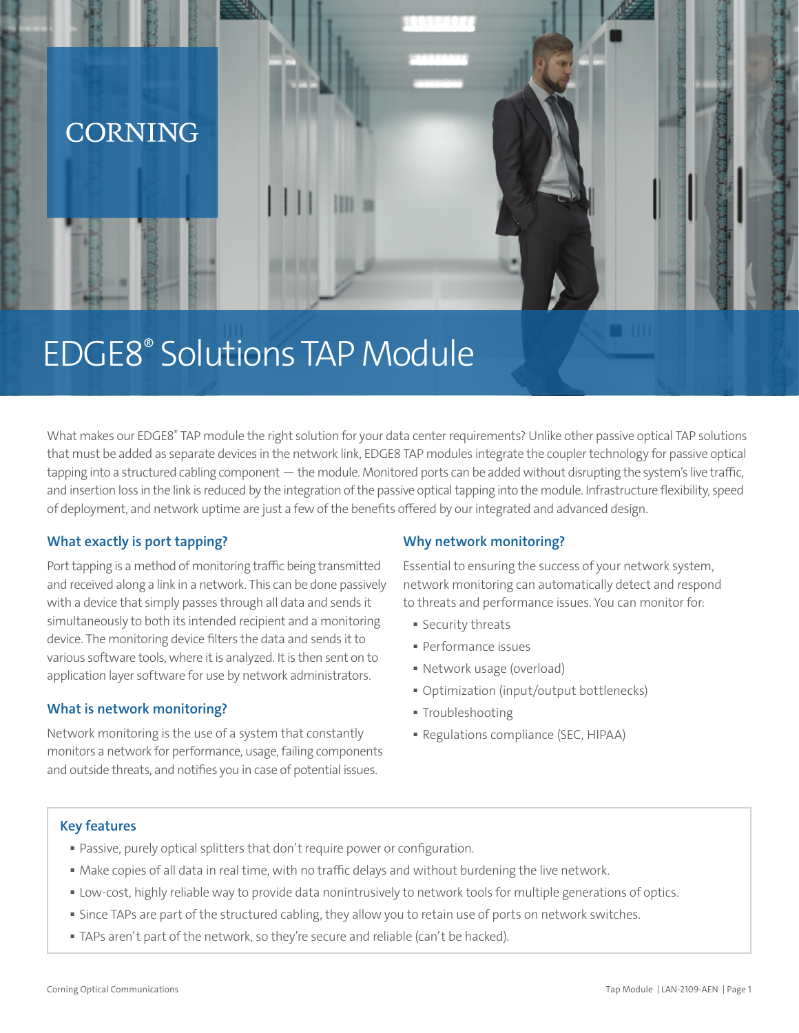CORNING

# EDGE8® Solutions TAP Module

What makes our EDGE8® TAP module the right solution for your data center requirements? Unlike other passive optical TAP solutions that must be added as separate devices in the network link, EDGE8 TAP modules integrate the coupler technology for passive optical tapping into a structured cabling component — the module. Monitored ports can be added without disrupting the system's live traffic, and insertion loss in the link is reduced by the integration of the passive optical tapping into the module. Infrastructure flexibility, speed of deployment, and network uptime are just a few of the benefits offered by our integrated and advanced design.

### What exactly is port tapping?

Port tapping is a method of monitoring traffic being transmitted and received along a link in a network. This can be done passively with a device that simply passes through all data and sends it simultaneously to both its intended recipient and a monitoring device. The monitoring device filters the data and sends it to various software tools, where it is analyzed. It is then sent on to application layer software for use by network administrators.

### What is network monitoring?

Network monitoring is the use of a system that constantly monitors a network for performance, usage, failing components and outside threats, and notifies you in case of potential issues.

### Why network monitoring?

Essential to ensuring the success of your network system, network monitoring can automatically detect and respond to threats and performance issues. You can monitor for:

- Security threats
- Performance issues
- Network usage (overload)
- Optimization (input/output bottlenecks)
- Troubleshooting
- Regulations compliance (SEC, HIPAA)

### Key features

- Passive, purely optical splitters that don't require power or configuration.
- Make copies of all data in real time, with no traffic delays and without burdening the live network.
- Low-cost, highly reliable way to provide data nonintrusively to network tools for multiple generations of optics.
- Since TAPs are part of the structured cabling, they allow you to retain use of ports on network switches.
- TAPs aren't part of the network, so they're secure and reliable (can't be hacked).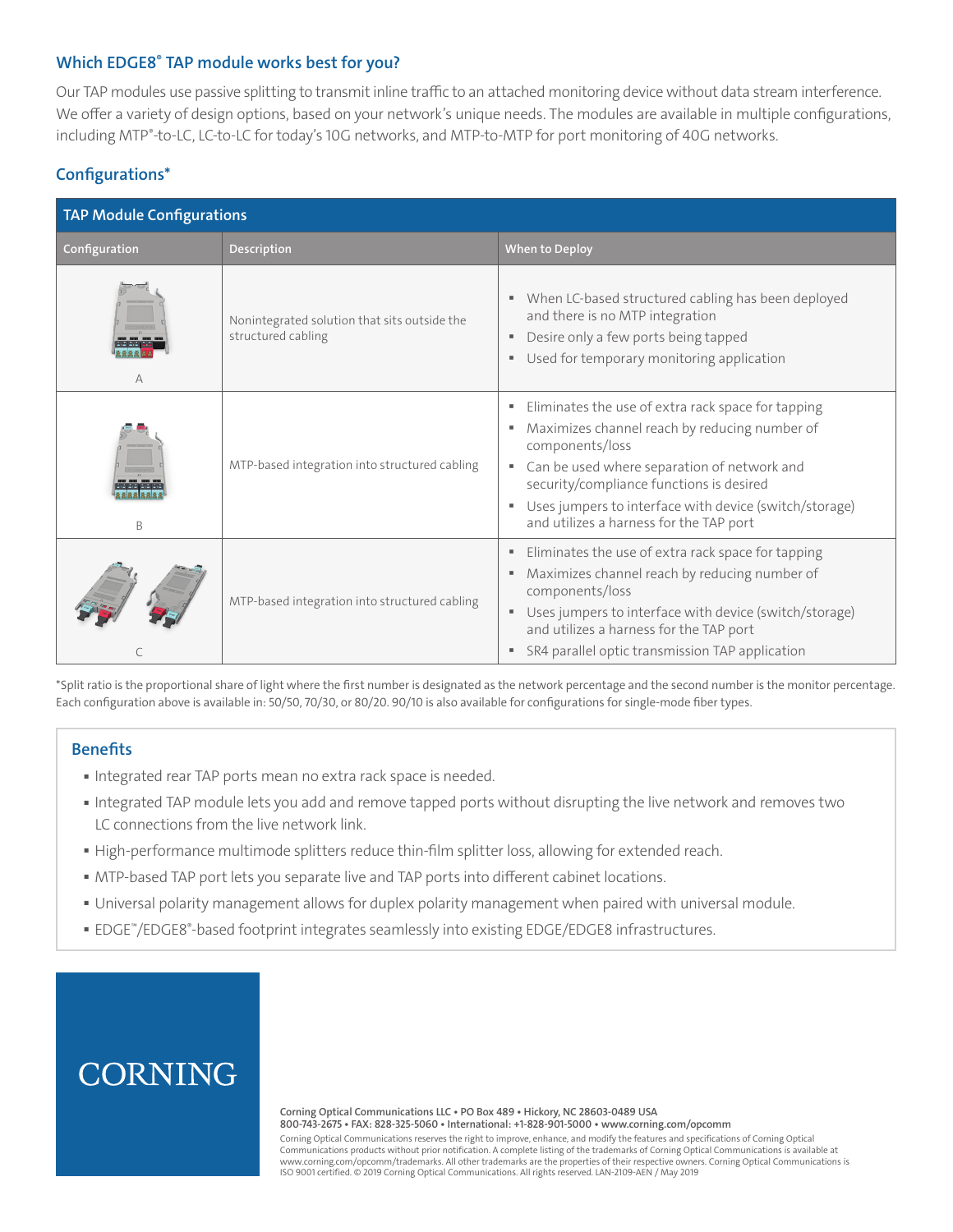## Which EDGE8® TAP module works best for you?

Our TAP modules use passive splitting to transmit inline traffic to an attached monitoring device without data stream interference. We offer a variety of design options, based on your network's unique needs. The modules are available in multiple configurations, including MTP®-to-LC, LC-to-LC for today's 10G networks, and MTP-to-MTP for port monitoring of 40G networks.

## Configurations*

**TAP Module Configurations**

| Configuration | Description | When to Deploy |
|---|---|---|
| A | Nonintegrated solution that sits outside the structured cabling | ▪ When LC-based structured cabling has been deployed and there is no MTP integration<br>▪ Desire only a few ports being tapped<br>▪ Used for temporary monitoring application |
| B | MTP-based integration into structured cabling | ▪ Eliminates the use of extra rack space for tapping<br>▪ Maximizes channel reach by reducing number of components/loss<br>▪ Can be used where separation of network and security/compliance functions is desired<br>▪ Uses jumpers to interface with device (switch/storage) and utilizes a harness for the TAP port |
| C | MTP-based integration into structured cabling | ▪ Eliminates the use of extra rack space for tapping<br>▪ Maximizes channel reach by reducing number of components/loss<br>▪ Uses jumpers to interface with device (switch/storage) and utilizes a harness for the TAP port<br>▪ SR4 parallel optic transmission TAP application |

*Split ratio is the proportional share of light where the first number is designated as the network percentage and the second number is the monitor percentage. Each configuration above is available in: 50/50, 70/30, or 80/20. 90/10 is also available for configurations for single-mode fiber types.

### Benefits

- Integrated rear TAP ports mean no extra rack space is needed.
- Integrated TAP module lets you add and remove tapped ports without disrupting the live network and removes two LC connections from the live network link.
- High-performance multimode splitters reduce thin-film splitter loss, allowing for extended reach.
- MTP-based TAP port lets you separate live and TAP ports into different cabinet locations.
- Universal polarity management allows for duplex polarity management when paired with universal module.
- EDGE™/EDGE8®-based footprint integrates seamlessly into existing EDGE/EDGE8 infrastructures.

CORNING

**Corning Optical Communications LLC • PO Box 489 • Hickory, NC 28603-0489 USA**
**800-743-2675 • FAX: 828-325-5060 • International: +1-828-901-5000 • www.corning.com/opcomm**

Corning Optical Communications reserves the right to improve, enhance, and modify the features and specifications of Corning Optical Communications products without prior notification. A complete listing of the trademarks of Corning Optical Communications is available at www.corning.com/opcomm/trademarks. All other trademarks are the properties of their respective owners. Corning Optical Communications is ISO 9001 certified. © 2019 Corning Optical Communications. All rights reserved. LAN-2109-AEN / May 2019